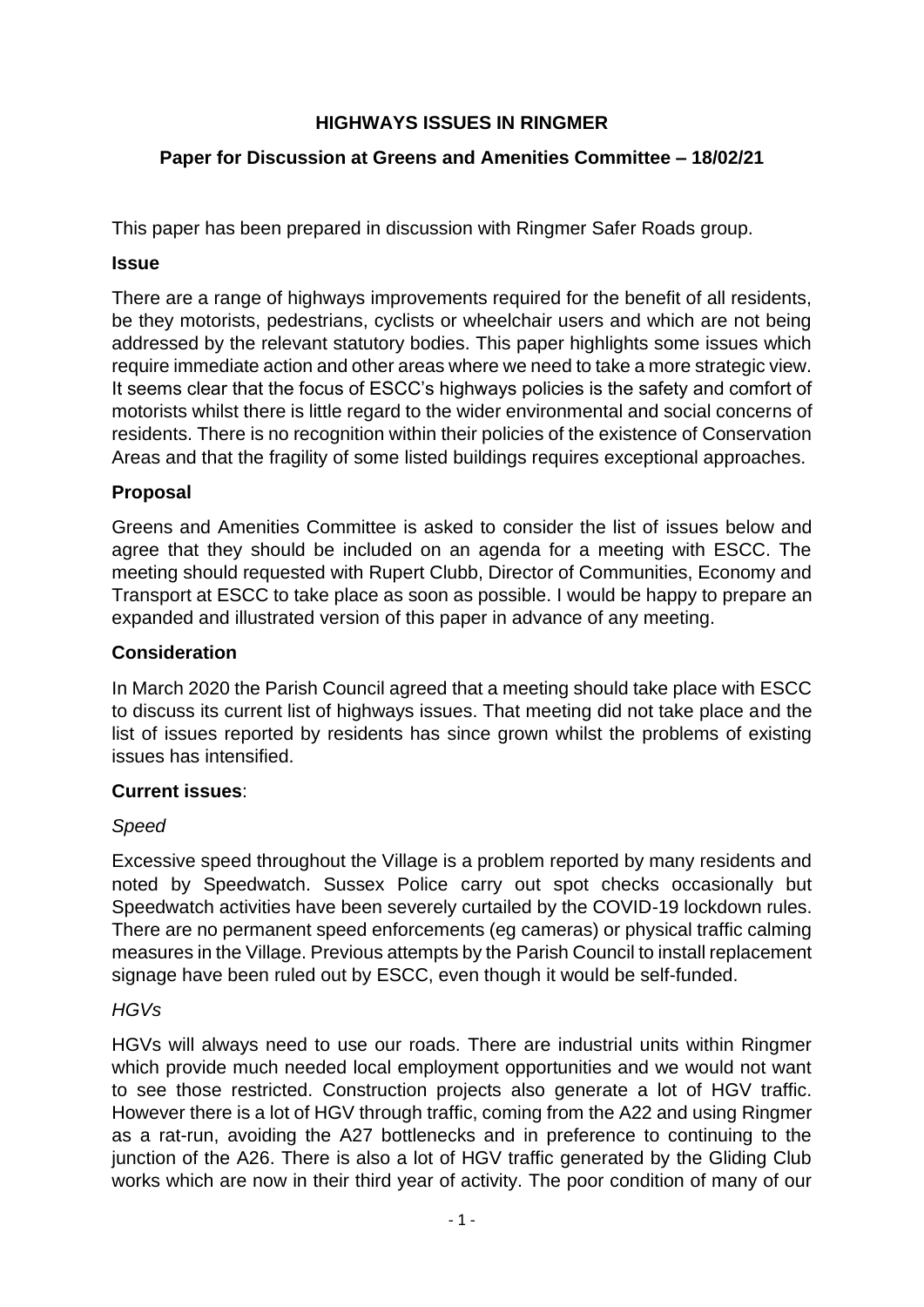# HIGHWAYS ISSUES IN RINGMER

## Paper for Discussion at Greens and Amenities Committee – 18/02/21

This paper has been prepared in discussion with Ringmer Safer Roads group.

### Issue

There are a range of highways improvements required for the benefit of all residents, be they motorists, pedestrians, cyclists or wheelchair users and which are not being addressed by the relevant statutory bodies. This paper highlights some issues which require immediate action and other areas where we need to take a more strategic view. It seems clear that the focus of ESCC's highways policies is the safety and comfort of motorists whilst there is little regard to the wider environmental and social concerns of residents. There is no recognition within their policies of the existence of Conservation Areas and that the fragility of some listed buildings requires exceptional approaches.

### Proposal

Greens and Amenities Committee is asked to consider the list of issues below and agree that they should be included on an agenda for a meeting with ESCC. The meeting should requested with Rupert Clubb, Director of Communities, Economy and Transport at ESCC to take place as soon as possible. I would be happy to prepare an expanded and illustrated version of this paper in advance of any meeting.

### Consideration

In March 2020 the Parish Council agreed that a meeting should take place with ESCC to discuss its current list of highways issues. That meeting did not take place and the list of issues reported by residents has since grown whilst the problems of existing issues has intensified.

### Current issues:

*Speed*

Excessive speed throughout the Village is a problem reported by many residents and noted by Speedwatch. Sussex Police carry out spot checks occasionally but Speedwatch activities have been severely curtailed by the COVID-19 lockdown rules. There are no permanent speed enforcements (eg cameras) or physical traffic calming measures in the Village. Previous attempts by the Parish Council to install replacement signage have been ruled out by ESCC, even though it would be self-funded.

*HGVs*

HGVs will always need to use our roads. There are industrial units within Ringmer which provide much needed local employment opportunities and we would not want to see those restricted. Construction projects also generate a lot of HGV traffic. However there is a lot of HGV through traffic, coming from the A22 and using Ringmer as a rat-run, avoiding the A27 bottlenecks and in preference to continuing to the junction of the A26. There is also a lot of HGV traffic generated by the Gliding Club works which are now in their third year of activity. The poor condition of many of our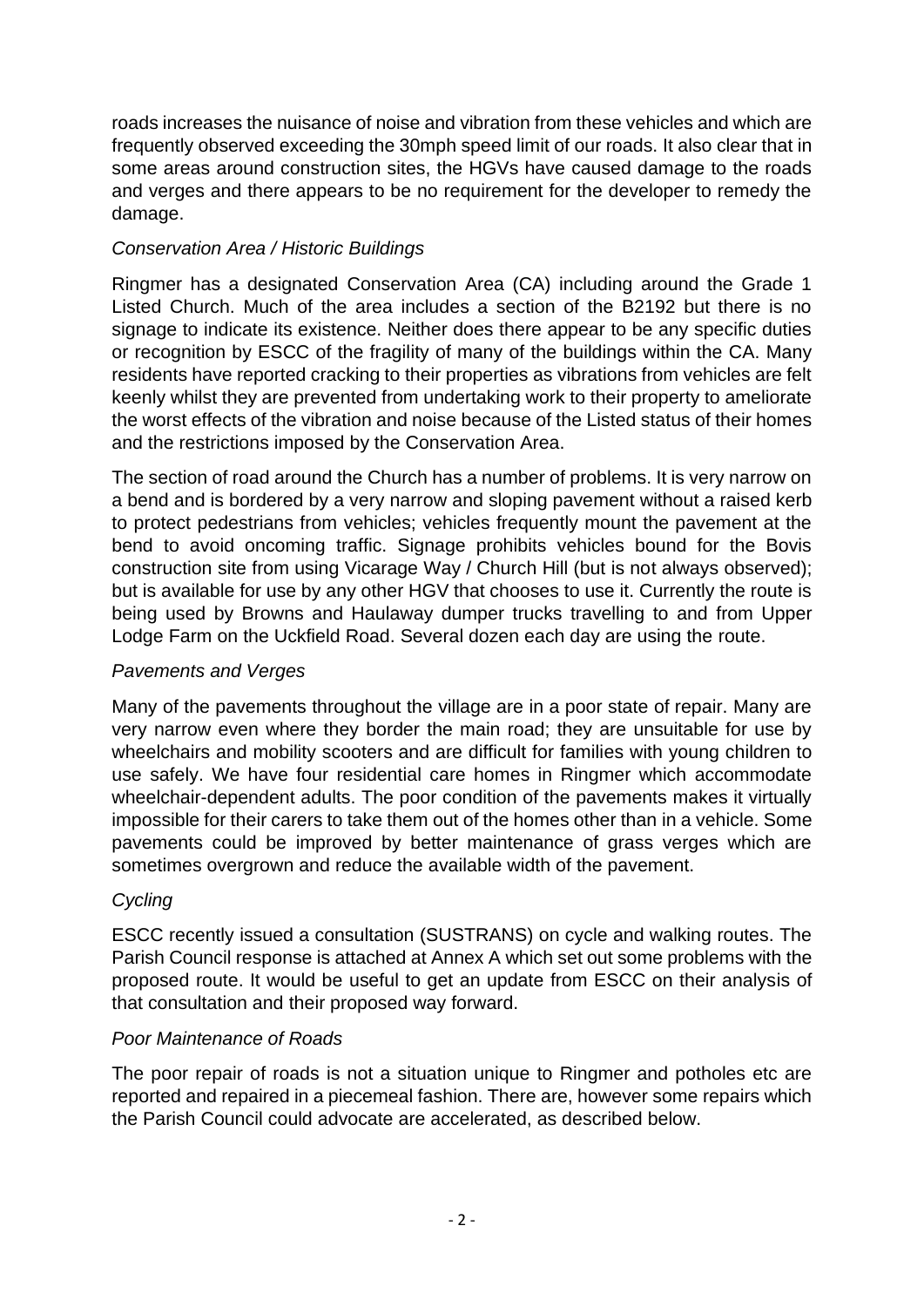roads increases the nuisance of noise and vibration from these vehicles and which are frequently observed exceeding the 30mph speed limit of our roads. It also clear that in some areas around construction sites, the HGVs have caused damage to the roads and verges and there appears to be no requirement for the developer to remedy the damage.

*Conservation Area / Historic Buildings*

Ringmer has a designated Conservation Area (CA) including around the Grade 1 Listed Church. Much of the area includes a section of the B2192 but there is no signage to indicate its existence. Neither does there appear to be any specific duties or recognition by ESCC of the fragility of many of the buildings within the CA. Many residents have reported cracking to their properties as vibrations from vehicles are felt keenly whilst they are prevented from undertaking work to their property to ameliorate the worst effects of the vibration and noise because of the Listed status of their homes and the restrictions imposed by the Conservation Area.

The section of road around the Church has a number of problems. It is very narrow on a bend and is bordered by a very narrow and sloping pavement without a raised kerb to protect pedestrians from vehicles; vehicles frequently mount the pavement at the bend to avoid oncoming traffic. Signage prohibits vehicles bound for the Bovis construction site from using Vicarage Way / Church Hill (but is not always observed); but is available for use by any other HGV that chooses to use it. Currently the route is being used by Browns and Haulaway dumper trucks travelling to and from Upper Lodge Farm on the Uckfield Road. Several dozen each day are using the route.

*Pavements and Verges*

Many of the pavements throughout the village are in a poor state of repair. Many are very narrow even where they border the main road; they are unsuitable for use by wheelchairs and mobility scooters and are difficult for families with young children to use safely. We have four residential care homes in Ringmer which accommodate wheelchair-dependent adults. The poor condition of the pavements makes it virtually impossible for their carers to take them out of the homes other than in a vehicle. Some pavements could be improved by better maintenance of grass verges which are sometimes overgrown and reduce the available width of the pavement.

*Cycling*

ESCC recently issued a consultation (SUSTRANS) on cycle and walking routes. The Parish Council response is attached at Annex A which set out some problems with the proposed route. It would be useful to get an update from ESCC on their analysis of that consultation and their proposed way forward.

*Poor Maintenance of Roads*

The poor repair of roads is not a situation unique to Ringmer and potholes etc are reported and repaired in a piecemeal fashion. There are, however some repairs which the Parish Council could advocate are accelerated, as described below.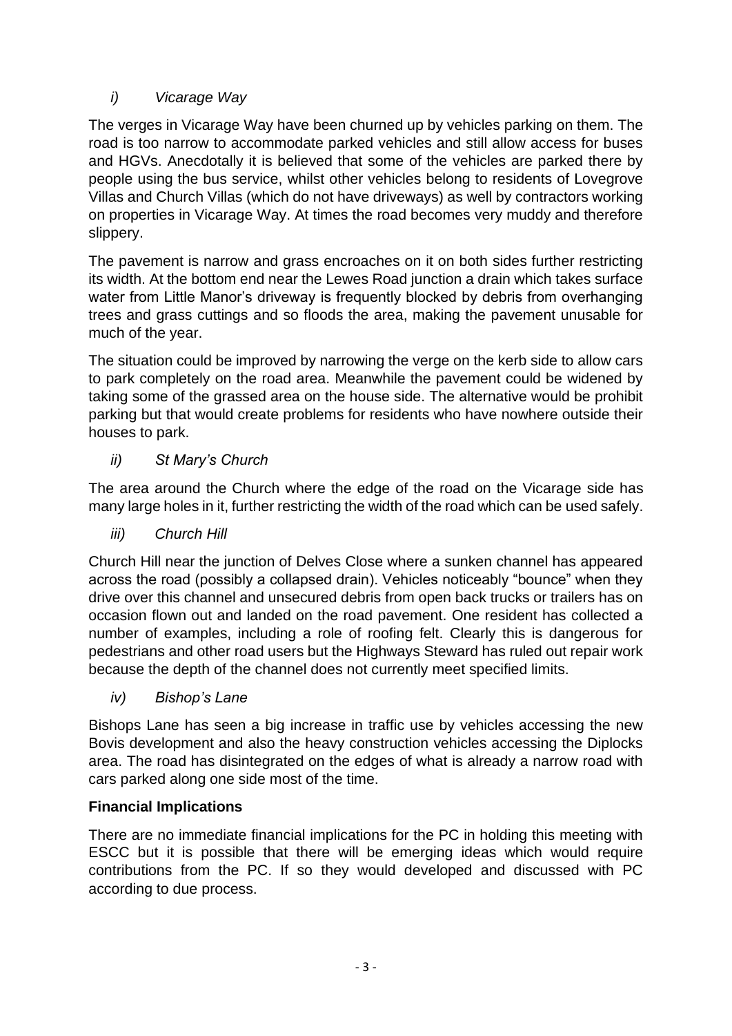*i) Vicarage Way*

The verges in Vicarage Way have been churned up by vehicles parking on them. The road is too narrow to accommodate parked vehicles and still allow access for buses and HGVs. Anecdotally it is believed that some of the vehicles are parked there by people using the bus service, whilst other vehicles belong to residents of Lovegrove Villas and Church Villas (which do not have driveways) as well by contractors working on properties in Vicarage Way. At times the road becomes very muddy and therefore slippery.

The pavement is narrow and grass encroaches on it on both sides further restricting its width. At the bottom end near the Lewes Road junction a drain which takes surface water from Little Manor's driveway is frequently blocked by debris from overhanging trees and grass cuttings and so floods the area, making the pavement unusable for much of the year.

The situation could be improved by narrowing the verge on the kerb side to allow cars to park completely on the road area. Meanwhile the pavement could be widened by taking some of the grassed area on the house side. The alternative would be prohibit parking but that would create problems for residents who have nowhere outside their houses to park.

*ii) St Mary's Church*

The area around the Church where the edge of the road on the Vicarage side has many large holes in it, further restricting the width of the road which can be used safely.

*iii) Church Hill*

Church Hill near the junction of Delves Close where a sunken channel has appeared across the road (possibly a collapsed drain). Vehicles noticeably "bounce" when they drive over this channel and unsecured debris from open back trucks or trailers has on occasion flown out and landed on the road pavement. One resident has collected a number of examples, including a role of roofing felt. Clearly this is dangerous for pedestrians and other road users but the Highways Steward has ruled out repair work because the depth of the channel does not currently meet specified limits.

*iv) Bishop's Lane*

Bishops Lane has seen a big increase in traffic use by vehicles accessing the new Bovis development and also the heavy construction vehicles accessing the Diplocks area. The road has disintegrated on the edges of what is already a narrow road with cars parked along one side most of the time.

**Financial Implications**

There are no immediate financial implications for the PC in holding this meeting with ESCC but it is possible that there will be emerging ideas which would require contributions from the PC. If so they would developed and discussed with PC according to due process.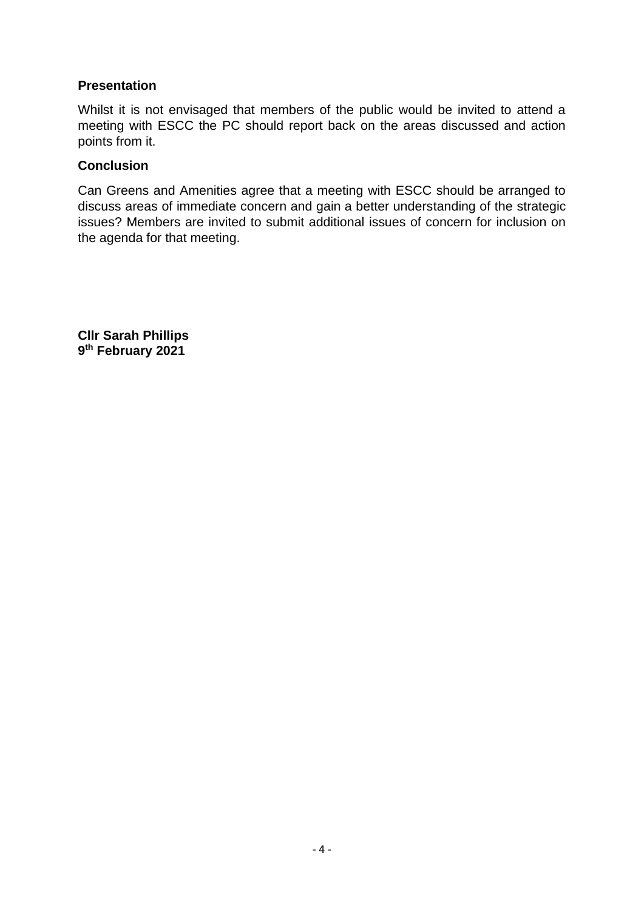**Presentation**

Whilst it is not envisaged that members of the public would be invited to attend a meeting with ESCC the PC should report back on the areas discussed and action points from it.

**Conclusion**

Can Greens and Amenities agree that a meeting with ESCC should be arranged to discuss areas of immediate concern and gain a better understanding of the strategic issues? Members are invited to submit additional issues of concern for inclusion on the agenda for that meeting.

**Cllr Sarah Phillips**
**9th February 2021**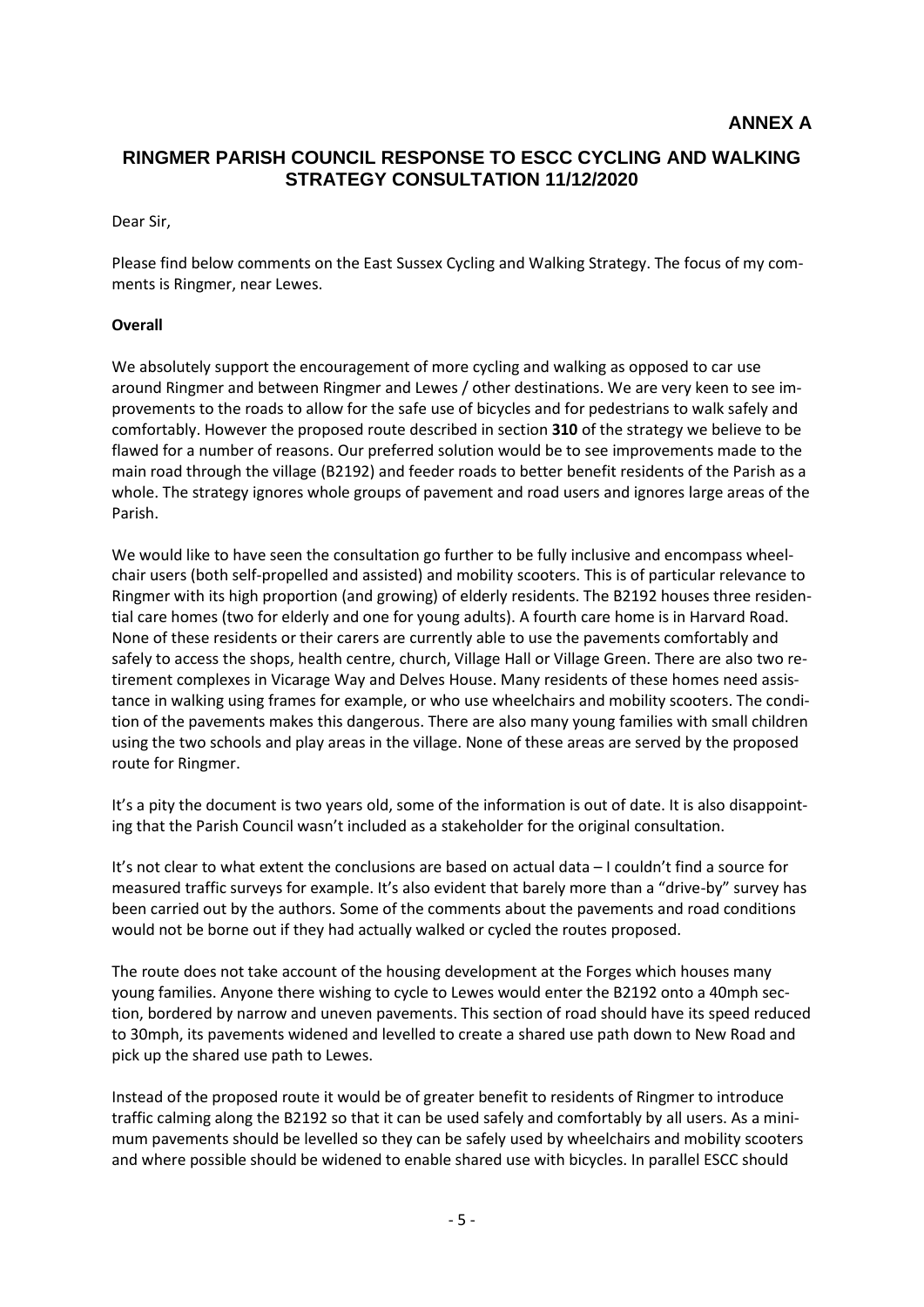**ANNEX A**

## RINGMER PARISH COUNCIL RESPONSE TO ESCC CYCLING AND WALKING STRATEGY CONSULTATION 11/12/2020

Dear Sir,

Please find below comments on the East Sussex Cycling and Walking Strategy. The focus of my comments is Ringmer, near Lewes.

**Overall**

We absolutely support the encouragement of more cycling and walking as opposed to car use around Ringmer and between Ringmer and Lewes / other destinations. We are very keen to see improvements to the roads to allow for the safe use of bicycles and for pedestrians to walk safely and comfortably. However the proposed route described in section **310** of the strategy we believe to be flawed for a number of reasons. Our preferred solution would be to see improvements made to the main road through the village (B2192) and feeder roads to better benefit residents of the Parish as a whole. The strategy ignores whole groups of pavement and road users and ignores large areas of the Parish.

We would like to have seen the consultation go further to be fully inclusive and encompass wheelchair users (both self-propelled and assisted) and mobility scooters. This is of particular relevance to Ringmer with its high proportion (and growing) of elderly residents. The B2192 houses three residential care homes (two for elderly and one for young adults). A fourth care home is in Harvard Road. None of these residents or their carers are currently able to use the pavements comfortably and safely to access the shops, health centre, church, Village Hall or Village Green. There are also two retirement complexes in Vicarage Way and Delves House. Many residents of these homes need assistance in walking using frames for example, or who use wheelchairs and mobility scooters. The condition of the pavements makes this dangerous. There are also many young families with small children using the two schools and play areas in the village. None of these areas are served by the proposed route for Ringmer.

It's a pity the document is two years old, some of the information is out of date. It is also disappointing that the Parish Council wasn't included as a stakeholder for the original consultation.

It's not clear to what extent the conclusions are based on actual data – I couldn't find a source for measured traffic surveys for example. It's also evident that barely more than a "drive-by" survey has been carried out by the authors. Some of the comments about the pavements and road conditions would not be borne out if they had actually walked or cycled the routes proposed.

The route does not take account of the housing development at the Forges which houses many young families. Anyone there wishing to cycle to Lewes would enter the B2192 onto a 40mph section, bordered by narrow and uneven pavements. This section of road should have its speed reduced to 30mph, its pavements widened and levelled to create a shared use path down to New Road and pick up the shared use path to Lewes.

Instead of the proposed route it would be of greater benefit to residents of Ringmer to introduce traffic calming along the B2192 so that it can be used safely and comfortably by all users. As a minimum pavements should be levelled so they can be safely used by wheelchairs and mobility scooters and where possible should be widened to enable shared use with bicycles. In parallel ESCC should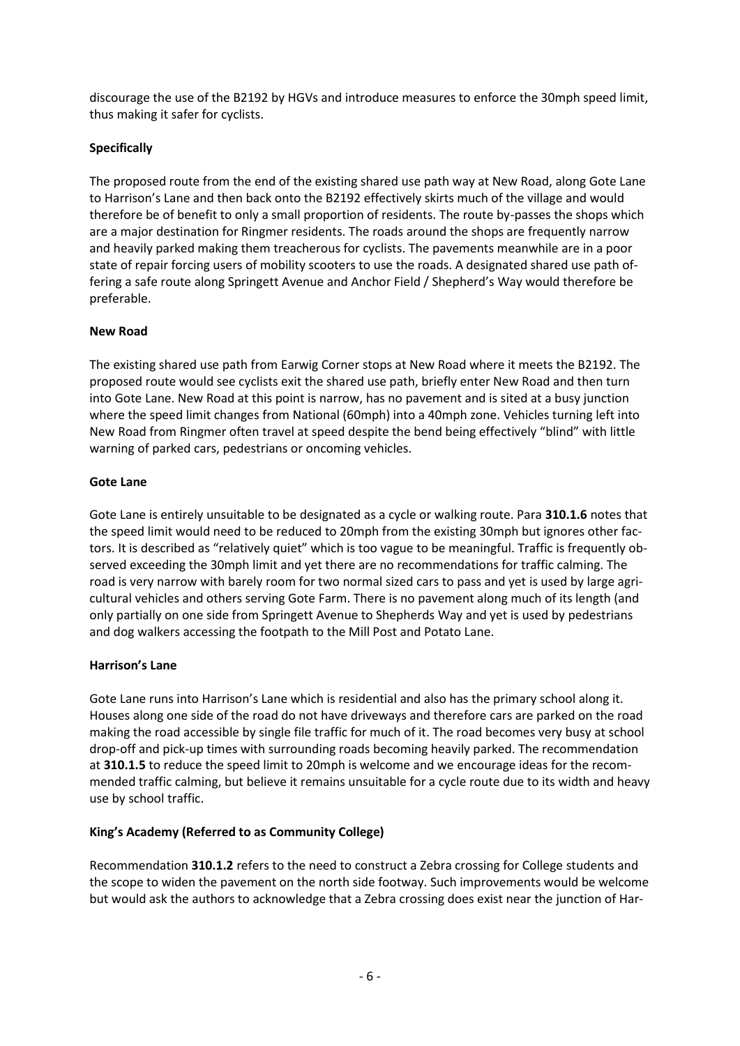discourage the use of the B2192 by HGVs and introduce measures to enforce the 30mph speed limit, thus making it safer for cyclists.

**Specifically**

The proposed route from the end of the existing shared use path way at New Road, along Gote Lane to Harrison's Lane and then back onto the B2192 effectively skirts much of the village and would therefore be of benefit to only a small proportion of residents. The route by-passes the shops which are a major destination for Ringmer residents. The roads around the shops are frequently narrow and heavily parked making them treacherous for cyclists. The pavements meanwhile are in a poor state of repair forcing users of mobility scooters to use the roads. A designated shared use path offering a safe route along Springett Avenue and Anchor Field / Shepherd's Way would therefore be preferable.

**New Road**

The existing shared use path from Earwig Corner stops at New Road where it meets the B2192. The proposed route would see cyclists exit the shared use path, briefly enter New Road and then turn into Gote Lane. New Road at this point is narrow, has no pavement and is sited at a busy junction where the speed limit changes from National (60mph) into a 40mph zone. Vehicles turning left into New Road from Ringmer often travel at speed despite the bend being effectively "blind" with little warning of parked cars, pedestrians or oncoming vehicles.

**Gote Lane**

Gote Lane is entirely unsuitable to be designated as a cycle or walking route. Para **310.1.6** notes that the speed limit would need to be reduced to 20mph from the existing 30mph but ignores other factors. It is described as "relatively quiet" which is too vague to be meaningful. Traffic is frequently observed exceeding the 30mph limit and yet there are no recommendations for traffic calming. The road is very narrow with barely room for two normal sized cars to pass and yet is used by large agricultural vehicles and others serving Gote Farm. There is no pavement along much of its length (and only partially on one side from Springett Avenue to Shepherds Way and yet is used by pedestrians and dog walkers accessing the footpath to the Mill Post and Potato Lane.

**Harrison's Lane**

Gote Lane runs into Harrison's Lane which is residential and also has the primary school along it. Houses along one side of the road do not have driveways and therefore cars are parked on the road making the road accessible by single file traffic for much of it. The road becomes very busy at school drop-off and pick-up times with surrounding roads becoming heavily parked. The recommendation at **310.1.5** to reduce the speed limit to 20mph is welcome and we encourage ideas for the recommended traffic calming, but believe it remains unsuitable for a cycle route due to its width and heavy use by school traffic.

**King's Academy (Referred to as Community College)**

Recommendation **310.1.2** refers to the need to construct a Zebra crossing for College students and the scope to widen the pavement on the north side footway. Such improvements would be welcome but would ask the authors to acknowledge that a Zebra crossing does exist near the junction of Har-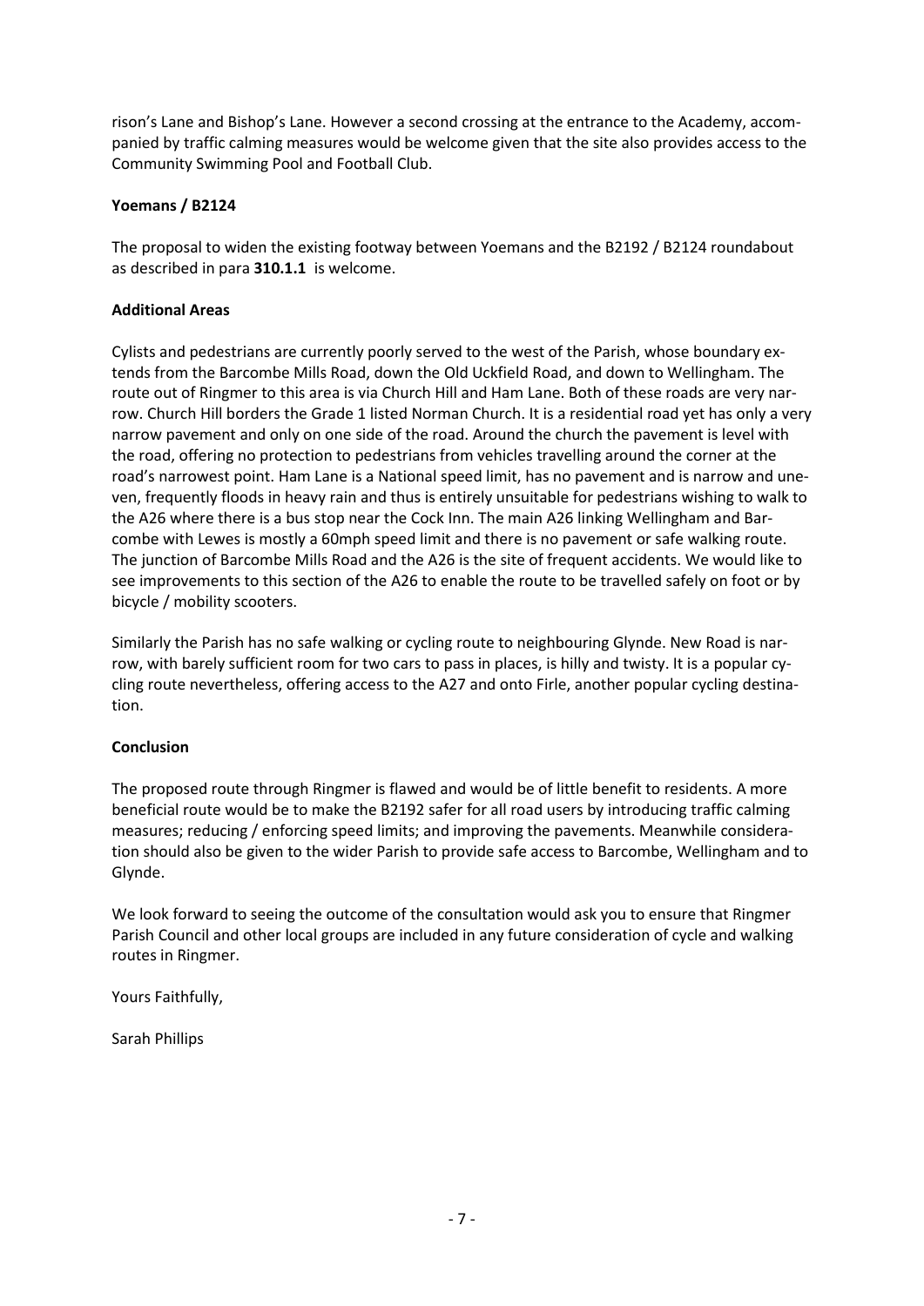rison's Lane and Bishop's Lane. However a second crossing at the entrance to the Academy, accompanied by traffic calming measures would be welcome given that the site also provides access to the Community Swimming Pool and Football Club.

**Yoemans / B2124**

The proposal to widen the existing footway between Yoemans and the B2192 / B2124 roundabout as described in para **310.1.1** is welcome.

**Additional Areas**

Cylists and pedestrians are currently poorly served to the west of the Parish, whose boundary extends from the Barcombe Mills Road, down the Old Uckfield Road, and down to Wellingham. The route out of Ringmer to this area is via Church Hill and Ham Lane. Both of these roads are very narrow. Church Hill borders the Grade 1 listed Norman Church. It is a residential road yet has only a very narrow pavement and only on one side of the road. Around the church the pavement is level with the road, offering no protection to pedestrians from vehicles travelling around the corner at the road's narrowest point. Ham Lane is a National speed limit, has no pavement and is narrow and uneven, frequently floods in heavy rain and thus is entirely unsuitable for pedestrians wishing to walk to the A26 where there is a bus stop near the Cock Inn. The main A26 linking Wellingham and Barcombe with Lewes is mostly a 60mph speed limit and there is no pavement or safe walking route. The junction of Barcombe Mills Road and the A26 is the site of frequent accidents. We would like to see improvements to this section of the A26 to enable the route to be travelled safely on foot or by bicycle / mobility scooters.

Similarly the Parish has no safe walking or cycling route to neighbouring Glynde. New Road is narrow, with barely sufficient room for two cars to pass in places, is hilly and twisty. It is a popular cycling route nevertheless, offering access to the A27 and onto Firle, another popular cycling destination.

**Conclusion**

The proposed route through Ringmer is flawed and would be of little benefit to residents. A more beneficial route would be to make the B2192 safer for all road users by introducing traffic calming measures; reducing / enforcing speed limits; and improving the pavements. Meanwhile consideration should also be given to the wider Parish to provide safe access to Barcombe, Wellingham and to Glynde.

We look forward to seeing the outcome of the consultation would ask you to ensure that Ringmer Parish Council and other local groups are included in any future consideration of cycle and walking routes in Ringmer.

Yours Faithfully,

Sarah Phillips